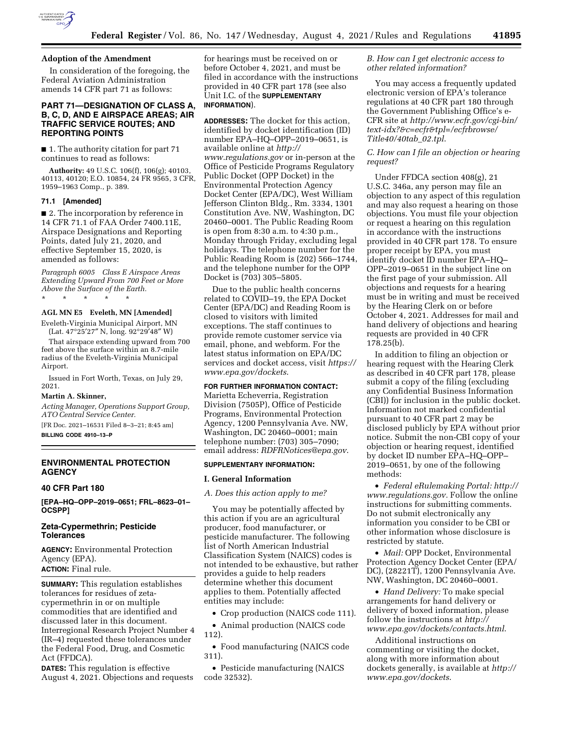**Adoption of the Amendment**

In consideration of the foregoing, the Federal Aviation Administration amends 14 CFR part 71 as follows:

**PART 71—DESIGNATION OF CLASS A, B, C, D, AND E AIRSPACE AREAS; AIR TRAFFIC SERVICE ROUTES; AND REPORTING POINTS**

■ 1. The authority citation for part 71 continues to read as follows:

**Authority:** 49 U.S.C. 106(f), 106(g); 40103, 40113, 40120; E.O. 10854, 24 FR 9565, 3 CFR, 1959–1963 Comp., p. 389.

**71.1 [Amended]**

■ 2. The incorporation by reference in 14 CFR 71.1 of FAA Order 7400.11E, Airspace Designations and Reporting Points, dated July 21, 2020, and effective September 15, 2020, is amended as follows:

*Paragraph 6005 Class E Airspace Areas Extending Upward From 700 Feet or More Above the Surface of the Earth.*

\* \* \* \* \*

**AGL MN E5 Eveleth, MN [Amended]**

Eveleth-Virginia Municipal Airport, MN
(Lat. 47°25′27″ N, long. 92°29′48″ W)

That airspace extending upward from 700 feet above the surface within an 8.7-mile radius of the Eveleth-Virginia Municipal Airport.

Issued in Fort Worth, Texas, on July 29, 2021.

**Martin A. Skinner,**

*Acting Manager, Operations Support Group, ATO Central Service Center.*

[FR Doc. 2021–16531 Filed 8–3–21; 8:45 am]

**BILLING CODE 4910–13–P**

## ENVIRONMENTAL PROTECTION AGENCY

### 40 CFR Part 180

**[EPA–HQ–OPP–2019–0651; FRL–8623–01–OCSPP]**

### Zeta-Cypermethrin; Pesticide Tolerances

**AGENCY:** Environmental Protection Agency (EPA).

**ACTION:** Final rule.

**SUMMARY:** This regulation establishes tolerances for residues of zeta-cypermethrin in or on multiple commodities that are identified and discussed later in this document. Interregional Research Project Number 4 (IR–4) requested these tolerances under the Federal Food, Drug, and Cosmetic Act (FFDCA).

**DATES:** This regulation is effective August 4, 2021. Objections and requests for hearings must be received on or before October 4, 2021, and must be filed in accordance with the instructions provided in 40 CFR part 178 (see also Unit I.C. of the **SUPPLEMENTARY INFORMATION**).

**ADDRESSES:** The docket for this action, identified by docket identification (ID) number EPA–HQ–OPP–2019–0651, is available online at *http://www.regulations.gov* or in-person at the Office of Pesticide Programs Regulatory Public Docket (OPP Docket) in the Environmental Protection Agency Docket Center (EPA/DC), West William Jefferson Clinton Bldg., Rm. 3334, 1301 Constitution Ave. NW, Washington, DC 20460–0001. The Public Reading Room is open from 8:30 a.m. to 4:30 p.m., Monday through Friday, excluding legal holidays. The telephone number for the Public Reading Room is (202) 566–1744, and the telephone number for the OPP Docket is (703) 305–5805.

Due to the public health concerns related to COVID–19, the EPA Docket Center (EPA/DC) and Reading Room is closed to visitors with limited exceptions. The staff continues to provide remote customer service via email, phone, and webform. For the latest status information on EPA/DC services and docket access, visit *https://www.epa.gov/dockets*.

**FOR FURTHER INFORMATION CONTACT:** Marietta Echeverria, Registration Division (7505P), Office of Pesticide Programs, Environmental Protection Agency, 1200 Pennsylvania Ave. NW, Washington, DC 20460–0001; main telephone number: (703) 305–7090; email address: *RDFRNotices@epa.gov*.

**SUPPLEMENTARY INFORMATION:**

**I. General Information**

*A. Does this action apply to me?*

You may be potentially affected by this action if you are an agricultural producer, food manufacturer, or pesticide manufacturer. The following list of North American Industrial Classification System (NAICS) codes is not intended to be exhaustive, but rather provides a guide to help readers determine whether this document applies to them. Potentially affected entities may include:

- Crop production (NAICS code 111).
- Animal production (NAICS code 112).
- Food manufacturing (NAICS code 311).
- Pesticide manufacturing (NAICS code 32532).

*B. How can I get electronic access to other related information?*

You may access a frequently updated electronic version of EPA's tolerance regulations at 40 CFR part 180 through the Government Publishing Office's e-CFR site at *http://www.ecfr.gov/cgi-bin/text-idx?&c=ecfr&tpl=/ecfrbrowse/Title40/40tab_02.tpl*.

*C. How can I file an objection or hearing request?*

Under FFDCA section 408(g), 21 U.S.C. 346a, any person may file an objection to any aspect of this regulation and may also request a hearing on those objections. You must file your objection or request a hearing on this regulation in accordance with the instructions provided in 40 CFR part 178. To ensure proper receipt by EPA, you must identify docket ID number EPA–HQ–OPP–2019–0651 in the subject line on the first page of your submission. All objections and requests for a hearing must be in writing and must be received by the Hearing Clerk on or before October 4, 2021. Addresses for mail and hand delivery of objections and hearing requests are provided in 40 CFR 178.25(b).

In addition to filing an objection or hearing request with the Hearing Clerk as described in 40 CFR part 178, please submit a copy of the filing (excluding any Confidential Business Information (CBI)) for inclusion in the public docket. Information not marked confidential pursuant to 40 CFR part 2 may be disclosed publicly by EPA without prior notice. Submit the non-CBI copy of your objection or hearing request, identified by docket ID number EPA–HQ–OPP–2019–0651, by one of the following methods:

- *Federal eRulemaking Portal: http://www.regulations.gov.* Follow the online instructions for submitting comments. Do not submit electronically any information you consider to be CBI or other information whose disclosure is restricted by statute.
- *Mail:* OPP Docket, Environmental Protection Agency Docket Center (EPA/DC), (28221T), 1200 Pennsylvania Ave. NW, Washington, DC 20460–0001.
- *Hand Delivery:* To make special arrangements for hand delivery or delivery of boxed information, please follow the instructions at *http://www.epa.gov/dockets/contacts.html*.

Additional instructions on commenting or visiting the docket, along with more information about dockets generally, is available at *http://www.epa.gov/dockets*.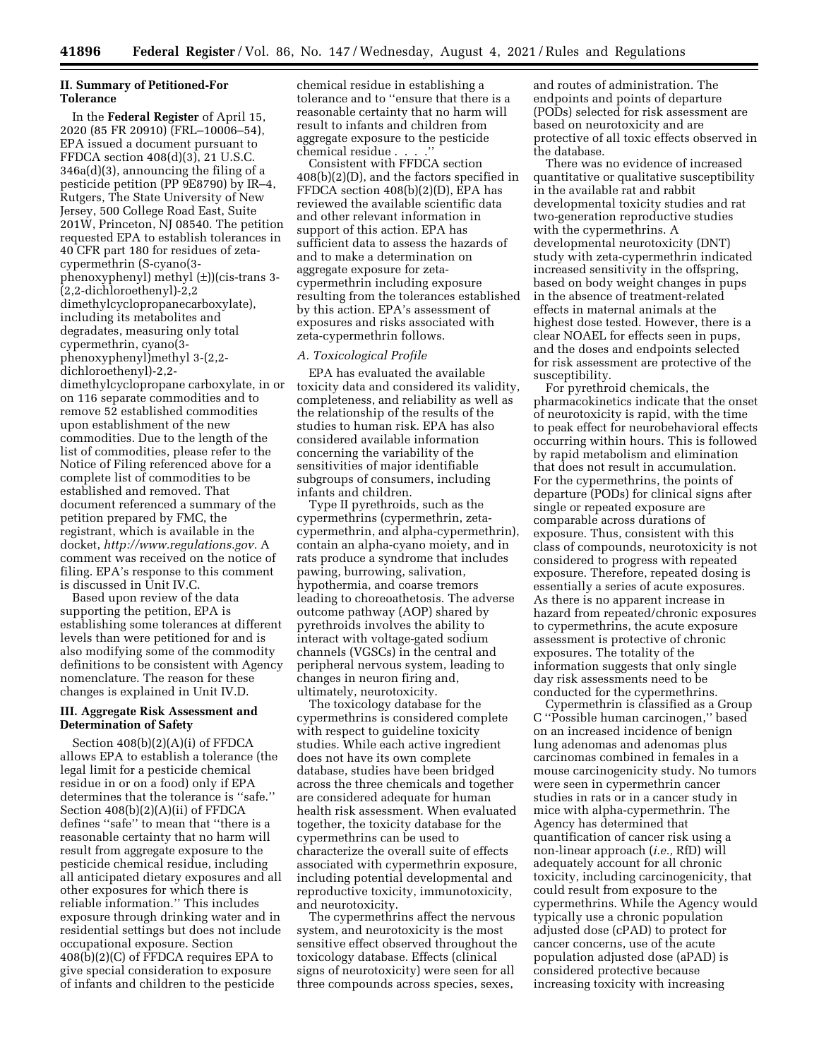## II. Summary of Petitioned-For Tolerance

In the **Federal Register** of April 15, 2020 (85 FR 20910) (FRL–10006–54), EPA issued a document pursuant to FFDCA section 408(d)(3), 21 U.S.C. 346a(d)(3), announcing the filing of a pesticide petition (PP 9E8790) by IR–4, Rutgers, The State University of New Jersey, 500 College Road East, Suite 201W, Princeton, NJ 08540. The petition requested EPA to establish tolerances in 40 CFR part 180 for residues of zeta-cypermethrin (S-cyano(3-phenoxyphenyl) methyl (±))(cis-trans 3-(2,2-dichloroethenyl)-2,2 dimethylcyclopropanecarboxylate), including its metabolites and degradates, measuring only total cypermethrin, cyano(3-phenoxyphenyl)methyl 3-(2,2-dichloroethenyl)-2,2-dimethylcyclopropane carboxylate, in or on 116 separate commodities and to remove 52 established commodities upon establishment of the new commodities. Due to the length of the list of commodities, please refer to the Notice of Filing referenced above for a complete list of commodities to be established and removed. That document referenced a summary of the petition prepared by FMC, the registrant, which is available in the docket, *http://www.regulations.gov.* A comment was received on the notice of filing. EPA's response to this comment is discussed in Unit IV.C.

Based upon review of the data supporting the petition, EPA is establishing some tolerances at different levels than were petitioned for and is also modifying some of the commodity definitions to be consistent with Agency nomenclature. The reason for these changes is explained in Unit IV.D.

## III. Aggregate Risk Assessment and Determination of Safety

Section 408(b)(2)(A)(i) of FFDCA allows EPA to establish a tolerance (the legal limit for a pesticide chemical residue in or on a food) only if EPA determines that the tolerance is "safe." Section 408(b)(2)(A)(ii) of FFDCA defines "safe" to mean that "there is a reasonable certainty that no harm will result from aggregate exposure to the pesticide chemical residue, including all anticipated dietary exposures and all other exposures for which there is reliable information." This includes exposure through drinking water and in residential settings but does not include occupational exposure. Section 408(b)(2)(C) of FFDCA requires EPA to give special consideration to exposure of infants and children to the pesticide chemical residue in establishing a tolerance and to "ensure that there is a reasonable certainty that no harm will result to infants and children from aggregate exposure to the pesticide chemical residue . . . ."

Consistent with FFDCA section 408(b)(2)(D), and the factors specified in FFDCA section 408(b)(2)(D), EPA has reviewed the available scientific data and other relevant information in support of this action. EPA has sufficient data to assess the hazards of and to make a determination on aggregate exposure for zeta-cypermethrin including exposure resulting from the tolerances established by this action. EPA's assessment of exposures and risks associated with zeta-cypermethrin follows.

### *A. Toxicological Profile*

EPA has evaluated the available toxicity data and considered its validity, completeness, and reliability as well as the relationship of the results of the studies to human risk. EPA has also considered available information concerning the variability of the sensitivities of major identifiable subgroups of consumers, including infants and children.

Type II pyrethroids, such as the cypermethrins (cypermethrin, zeta-cypermethrin, and alpha-cypermethrin), contain an alpha-cyano moiety, and in rats produce a syndrome that includes pawing, burrowing, salivation, hypothermia, and coarse tremors leading to choreoathetosis. The adverse outcome pathway (AOP) shared by pyrethroids involves the ability to interact with voltage-gated sodium channels (VGSCs) in the central and peripheral nervous system, leading to changes in neuron firing and, ultimately, neurotoxicity.

The toxicology database for the cypermethrins is considered complete with respect to guideline toxicity studies. While each active ingredient does not have its own complete database, studies have been bridged across the three chemicals and together are considered adequate for human health risk assessment. When evaluated together, the toxicity database for the cypermethrins can be used to characterize the overall suite of effects associated with cypermethrin exposure, including potential developmental and reproductive toxicity, immunotoxicity, and neurotoxicity.

The cypermethrins affect the nervous system, and neurotoxicity is the most sensitive effect observed throughout the toxicology database. Effects (clinical signs of neurotoxicity) were seen for all three compounds across species, sexes, and routes of administration. The endpoints and points of departure (PODs) selected for risk assessment are based on neurotoxicity and are protective of all toxic effects observed in the database.

There was no evidence of increased quantitative or qualitative susceptibility in the available rat and rabbit developmental toxicity studies and rat two-generation reproductive studies with the cypermethrins. A developmental neurotoxicity (DNT) study with zeta-cypermethrin indicated increased sensitivity in the offspring, based on body weight changes in pups in the absence of treatment-related effects in maternal animals at the highest dose tested. However, there is a clear NOAEL for effects seen in pups, and the doses and endpoints selected for risk assessment are protective of the susceptibility.

For pyrethroid chemicals, the pharmacokinetics indicate that the onset of neurotoxicity is rapid, with the time to peak effect for neurobehavioral effects occurring within hours. This is followed by rapid metabolism and elimination that does not result in accumulation. For the cypermethrins, the points of departure (PODs) for clinical signs after single or repeated exposure are comparable across durations of exposure. Thus, consistent with this class of compounds, neurotoxicity is not considered to progress with repeated exposure. Therefore, repeated dosing is essentially a series of acute exposures. As there is no apparent increase in hazard from repeated/chronic exposures to cypermethrins, the acute exposure assessment is protective of chronic exposures. The totality of the information suggests that only single day risk assessments need to be conducted for the cypermethrins.

Cypermethrin is classified as a Group C "Possible human carcinogen," based on an increased incidence of benign lung adenomas and adenomas plus carcinomas combined in females in a mouse carcinogenicity study. No tumors were seen in cypermethrin cancer studies in rats or in a cancer study in mice with alpha-cypermethrin. The Agency has determined that quantification of cancer risk using a non-linear approach (*i.e.,* RfD) will adequately account for all chronic toxicity, including carcinogenicity, that could result from exposure to the cypermethrins. While the Agency would typically use a chronic population adjusted dose (cPAD) to protect for cancer concerns, use of the acute population adjusted dose (aPAD) is considered protective because increasing toxicity with increasing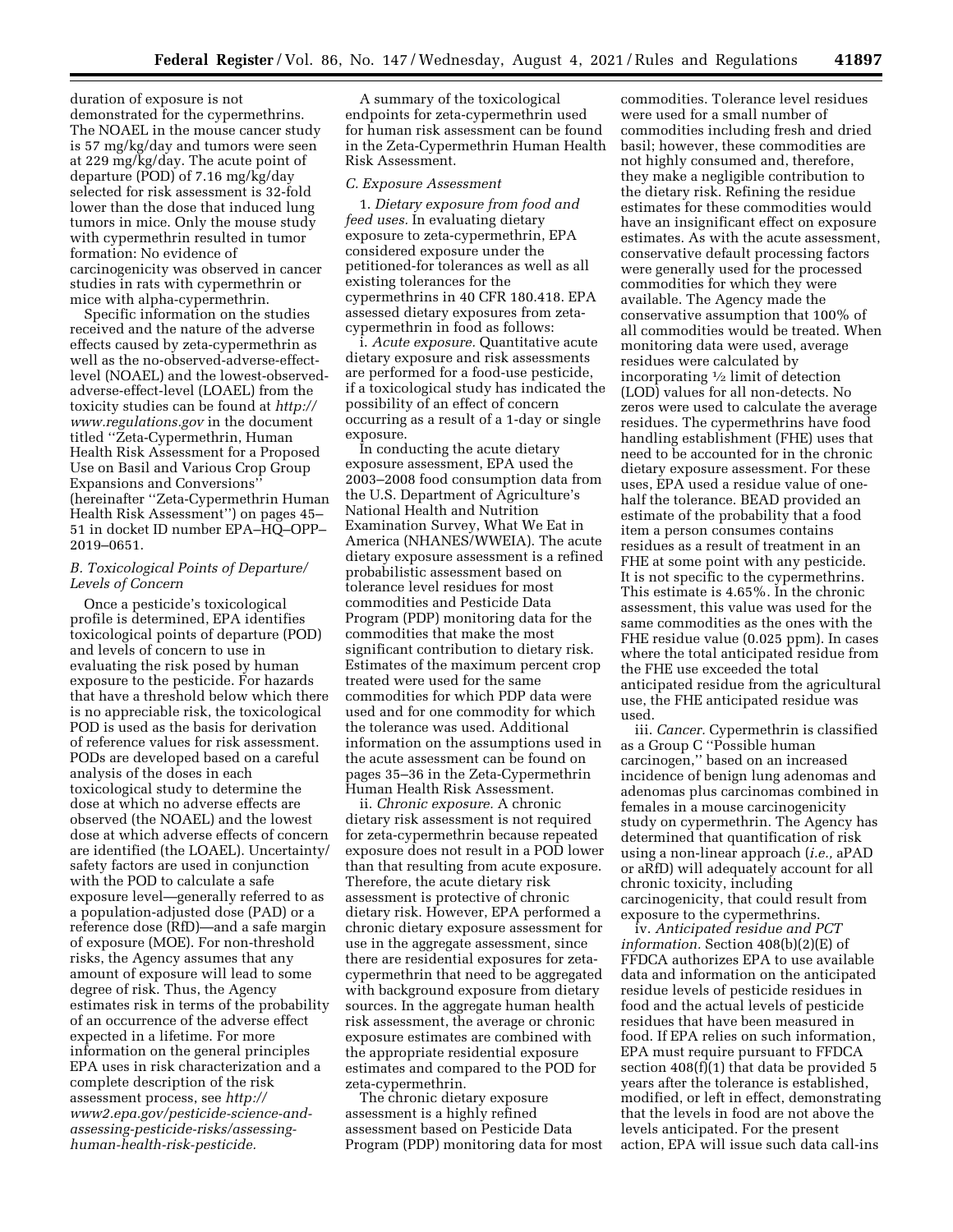duration of exposure is not demonstrated for the cypermethrins. The NOAEL in the mouse cancer study is 57 mg/kg/day and tumors were seen at 229 mg/kg/day. The acute point of departure (POD) of 7.16 mg/kg/day selected for risk assessment is 32-fold lower than the dose that induced lung tumors in mice. Only the mouse study with cypermethrin resulted in tumor formation: No evidence of carcinogenicity was observed in cancer studies in rats with cypermethrin or mice with alpha-cypermethrin.

Specific information on the studies received and the nature of the adverse effects caused by zeta-cypermethrin as well as the no-observed-adverse-effect-level (NOAEL) and the lowest-observed-adverse-effect-level (LOAEL) from the toxicity studies can be found at *http://www.regulations.gov* in the document titled ''Zeta-Cypermethrin, Human Health Risk Assessment for a Proposed Use on Basil and Various Crop Group Expansions and Conversions'' (hereinafter ''Zeta-Cypermethrin Human Health Risk Assessment'') on pages 45–51 in docket ID number EPA–HQ–OPP–2019–0651.

### *B. Toxicological Points of Departure/Levels of Concern*

Once a pesticide's toxicological profile is determined, EPA identifies toxicological points of departure (POD) and levels of concern to use in evaluating the risk posed by human exposure to the pesticide. For hazards that have a threshold below which there is no appreciable risk, the toxicological POD is used as the basis for derivation of reference values for risk assessment. PODs are developed based on a careful analysis of the doses in each toxicological study to determine the dose at which no adverse effects are observed (the NOAEL) and the lowest dose at which adverse effects of concern are identified (the LOAEL). Uncertainty/safety factors are used in conjunction with the POD to calculate a safe exposure level—generally referred to as a population-adjusted dose (PAD) or a reference dose (RfD)—and a safe margin of exposure (MOE). For non-threshold risks, the Agency assumes that any amount of exposure will lead to some degree of risk. Thus, the Agency estimates risk in terms of the probability of an occurrence of the adverse effect expected in a lifetime. For more information on the general principles EPA uses in risk characterization and a complete description of the risk assessment process, see *http://www2.epa.gov/pesticide-science-and-assessing-pesticide-risks/assessing-human-health-risk-pesticide.*

A summary of the toxicological endpoints for zeta-cypermethrin used for human risk assessment can be found in the Zeta-Cypermethrin Human Health Risk Assessment.

### *C. Exposure Assessment*

1. *Dietary exposure from food and feed uses.* In evaluating dietary exposure to zeta-cypermethrin, EPA considered exposure under the petitioned-for tolerances as well as all existing tolerances for the cypermethrins in 40 CFR 180.418. EPA assessed dietary exposures from zeta-cypermethrin in food as follows:

i. *Acute exposure.* Quantitative acute dietary exposure and risk assessments are performed for a food-use pesticide, if a toxicological study has indicated the possibility of an effect of concern occurring as a result of a 1-day or single exposure.

In conducting the acute dietary exposure assessment, EPA used the 2003–2008 food consumption data from the U.S. Department of Agriculture's National Health and Nutrition Examination Survey, What We Eat in America (NHANES/WWEIA). The acute dietary exposure assessment is a refined probabilistic assessment based on tolerance level residues for most commodities and Pesticide Data Program (PDP) monitoring data for the commodities that make the most significant contribution to dietary risk. Estimates of the maximum percent crop treated were used for the same commodities for which PDP data were used and for one commodity for which the tolerance was used. Additional information on the assumptions used in the acute assessment can be found on pages 35–36 in the Zeta-Cypermethrin Human Health Risk Assessment.

ii. *Chronic exposure.* A chronic dietary risk assessment is not required for zeta-cypermethrin because repeated exposure does not result in a POD lower than that resulting from acute exposure. Therefore, the acute dietary risk assessment is protective of chronic dietary risk. However, EPA performed a chronic dietary exposure assessment for use in the aggregate assessment, since there are residential exposures for zeta-cypermethrin that need to be aggregated with background exposure from dietary sources. In the aggregate human health risk assessment, the average or chronic exposure estimates are combined with the appropriate residential exposure estimates and compared to the POD for zeta-cypermethrin.

The chronic dietary exposure assessment is a highly refined assessment based on Pesticide Data Program (PDP) monitoring data for most commodities. Tolerance level residues were used for a small number of commodities including fresh and dried basil; however, these commodities are not highly consumed and, therefore, they make a negligible contribution to the dietary risk. Refining the residue estimates for these commodities would have an insignificant effect on exposure estimates. As with the acute assessment, conservative default processing factors were generally used for the processed commodities for which they were available. The Agency made the conservative assumption that 100% of all commodities would be treated. When monitoring data were used, average residues were calculated by incorporating ½ limit of detection (LOD) values for all non-detects. No zeros were used to calculate the average residues. The cypermethrins have food handling establishment (FHE) uses that need to be accounted for in the chronic dietary exposure assessment. For these uses, EPA used a residue value of one-half the tolerance. BEAD provided an estimate of the probability that a food item a person consumes contains residues as a result of treatment in an FHE at some point with any pesticide. It is not specific to the cypermethrins. This estimate is 4.65%. In the chronic assessment, this value was used for the same commodities as the ones with the FHE residue value (0.025 ppm). In cases where the total anticipated residue from the FHE use exceeded the total anticipated residue from the agricultural use, the FHE anticipated residue was used.

iii. *Cancer.* Cypermethrin is classified as a Group C ''Possible human carcinogen,'' based on an increased incidence of benign lung adenomas and adenomas plus carcinomas combined in females in a mouse carcinogenicity study on cypermethrin. The Agency has determined that quantification of risk using a non-linear approach (*i.e.,* aPAD or aRfD) will adequately account for all chronic toxicity, including carcinogenicity, that could result from exposure to the cypermethrins.

iv. *Anticipated residue and PCT information.* Section 408(b)(2)(E) of FFDCA authorizes EPA to use available data and information on the anticipated residue levels of pesticide residues in food and the actual levels of pesticide residues that have been measured in food. If EPA relies on such information, EPA must require pursuant to FFDCA section 408(f)(1) that data be provided 5 years after the tolerance is established, modified, or left in effect, demonstrating that the levels in food are not above the levels anticipated. For the present action, EPA will issue such data call-ins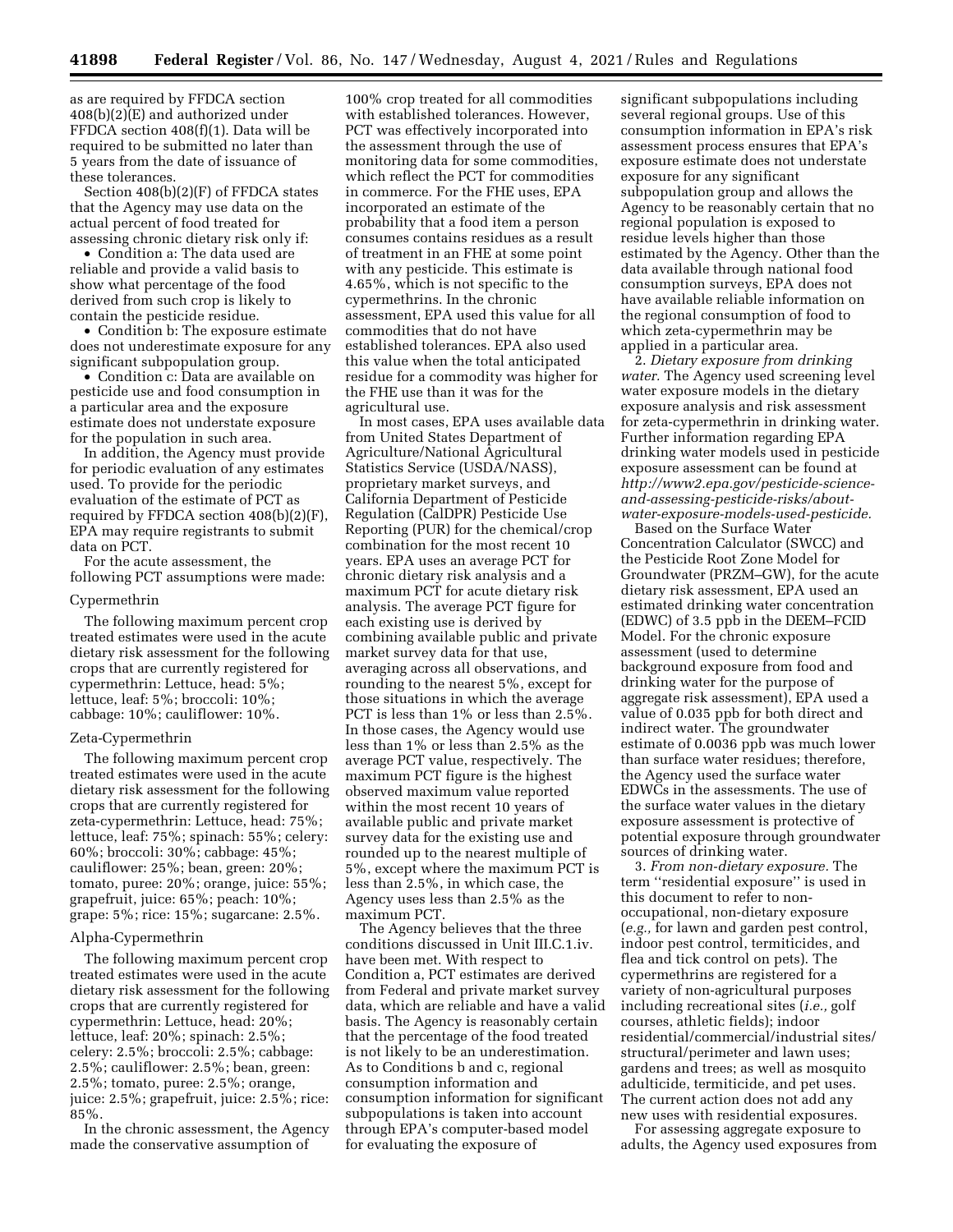as are required by FFDCA section 408(b)(2)(E) and authorized under FFDCA section 408(f)(1). Data will be required to be submitted no later than 5 years from the date of issuance of these tolerances.

Section 408(b)(2)(F) of FFDCA states that the Agency may use data on the actual percent of food treated for assessing chronic dietary risk only if:

- Condition a: The data used are reliable and provide a valid basis to show what percentage of the food derived from such crop is likely to contain the pesticide residue.
- Condition b: The exposure estimate does not underestimate exposure for any significant subpopulation group.
- Condition c: Data are available on pesticide use and food consumption in a particular area and the exposure estimate does not understate exposure for the population in such area.

In addition, the Agency must provide for periodic evaluation of any estimates used. To provide for the periodic evaluation of the estimate of PCT as required by FFDCA section 408(b)(2)(F), EPA may require registrants to submit data on PCT.

For the acute assessment, the following PCT assumptions were made:

Cypermethrin

The following maximum percent crop treated estimates were used in the acute dietary risk assessment for the following crops that are currently registered for cypermethrin: Lettuce, head: 5%; lettuce, leaf: 5%; broccoli: 10%; cabbage: 10%; cauliflower: 10%.

Zeta-Cypermethrin

The following maximum percent crop treated estimates were used in the acute dietary risk assessment for the following crops that are currently registered for zeta-cypermethrin: Lettuce, head: 75%; lettuce, leaf: 75%; spinach: 55%; celery: 60%; broccoli: 30%; cabbage: 45%; cauliflower: 25%; bean, green: 20%; tomato, puree: 20%; orange, juice: 55%; grapefruit, juice: 65%; peach: 10%; grape: 5%; rice: 15%; sugarcane: 2.5%.

Alpha-Cypermethrin

The following maximum percent crop treated estimates were used in the acute dietary risk assessment for the following crops that are currently registered for cypermethrin: Lettuce, head: 20%; lettuce, leaf: 20%; spinach: 2.5%; celery: 2.5%; broccoli: 2.5%; cabbage: 2.5%; cauliflower: 2.5%; bean, green: 2.5%; tomato, puree: 2.5%; orange, juice: 2.5%; grapefruit, juice: 2.5%; rice: 85%.

In the chronic assessment, the Agency made the conservative assumption of 100% crop treated for all commodities with established tolerances. However, PCT was effectively incorporated into the assessment through the use of monitoring data for some commodities, which reflect the PCT for commodities in commerce. For the FHE uses, EPA incorporated an estimate of the probability that a food item a person consumes contains residues as a result of treatment in an FHE at some point with any pesticide. This estimate is 4.65%, which is not specific to the cypermethrins. In the chronic assessment, EPA used this value for all commodities that do not have established tolerances. EPA also used this value when the total anticipated residue for a commodity was higher for the FHE use than it was for the agricultural use.

In most cases, EPA uses available data from United States Department of Agriculture/National Agricultural Statistics Service (USDA/NASS), proprietary market surveys, and California Department of Pesticide Regulation (CalDPR) Pesticide Use Reporting (PUR) for the chemical/crop combination for the most recent 10 years. EPA uses an average PCT for chronic dietary risk analysis and a maximum PCT for acute dietary risk analysis. The average PCT figure for each existing use is derived by combining available public and private market survey data for that use, averaging across all observations, and rounding to the nearest 5%, except for those situations in which the average PCT is less than 1% or less than 2.5%. In those cases, the Agency would use less than 1% or less than 2.5% as the average PCT value, respectively. The maximum PCT figure is the highest observed maximum value reported within the most recent 10 years of available public and private market survey data for the existing use and rounded up to the nearest multiple of 5%, except where the maximum PCT is less than 2.5%, in which case, the Agency uses less than 2.5% as the maximum PCT.

The Agency believes that the three conditions discussed in Unit III.C.1.iv. have been met. With respect to Condition a, PCT estimates are derived from Federal and private market survey data, which are reliable and have a valid basis. The Agency is reasonably certain that the percentage of the food treated is not likely to be an underestimation. As to Conditions b and c, regional consumption information and consumption information for significant subpopulations is taken into account through EPA's computer-based model for evaluating the exposure of significant subpopulations including several regional groups. Use of this consumption information in EPA's risk assessment process ensures that EPA's exposure estimate does not understate exposure for any significant subpopulation group and allows the Agency to be reasonably certain that no regional population is exposed to residue levels higher than those estimated by the Agency. Other than the data available through national food consumption surveys, EPA does not have available reliable information on the regional consumption of food to which zeta-cypermethrin may be applied in a particular area.

2. *Dietary exposure from drinking water.* The Agency used screening level water exposure models in the dietary exposure analysis and risk assessment for zeta-cypermethrin in drinking water. Further information regarding EPA drinking water models used in pesticide exposure assessment can be found at *http://www2.epa.gov/pesticide-science-and-assessing-pesticide-risks/about-water-exposure-models-used-pesticide.*

Based on the Surface Water Concentration Calculator (SWCC) and the Pesticide Root Zone Model for Groundwater (PRZM–GW), for the acute dietary risk assessment, EPA used an estimated drinking water concentration (EDWC) of 3.5 ppb in the DEEM–FCID Model. For the chronic exposure assessment (used to determine background exposure from food and drinking water for the purpose of aggregate risk assessment), EPA used a value of 0.035 ppb for both direct and indirect water. The groundwater estimate of 0.0036 ppb was much lower than surface water residues; therefore, the Agency used the surface water EDWCs in the assessments. The use of the surface water values in the dietary exposure assessment is protective of potential exposure through groundwater sources of drinking water.

3. *From non-dietary exposure.* The term ''residential exposure'' is used in this document to refer to non-occupational, non-dietary exposure (*e.g.,* for lawn and garden pest control, indoor pest control, termiticides, and flea and tick control on pets). The cypermethrins are registered for a variety of non-agricultural purposes including recreational sites (*i.e.,* golf courses, athletic fields); indoor residential/commercial/industrial sites/structural/perimeter and lawn uses; gardens and trees; as well as mosquito adulticide, termiticide, and pet uses. The current action does not add any new uses with residential exposures.

For assessing aggregate exposure to adults, the Agency used exposures from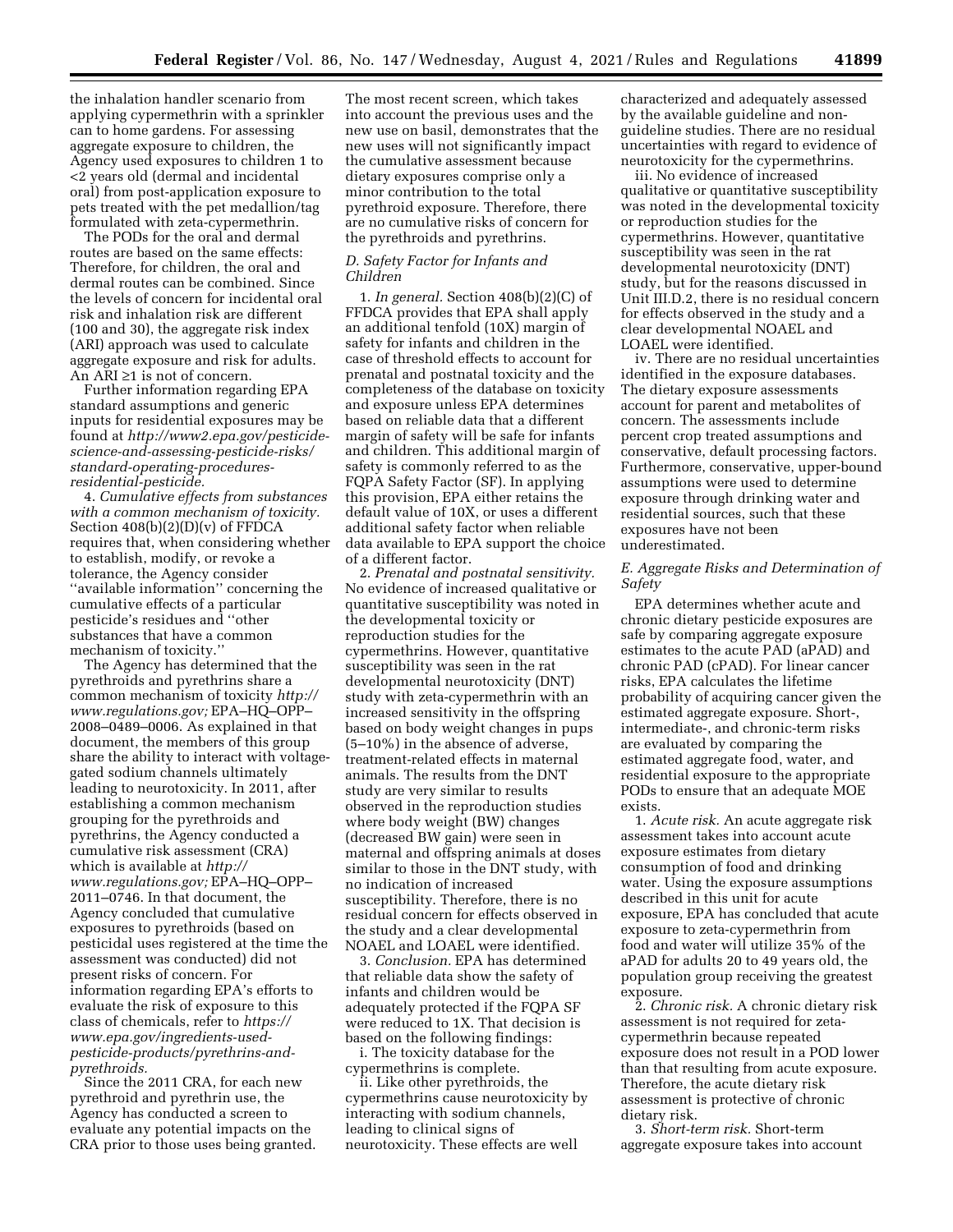the inhalation handler scenario from applying cypermethrin with a sprinkler can to home gardens. For assessing aggregate exposure to children, the Agency used exposures to children 1 to <2 years old (dermal and incidental oral) from post-application exposure to pets treated with the pet medallion/tag formulated with zeta-cypermethrin.

The PODs for the oral and dermal routes are based on the same effects: Therefore, for children, the oral and dermal routes can be combined. Since the levels of concern for incidental oral risk and inhalation risk are different (100 and 30), the aggregate risk index (ARI) approach was used to calculate aggregate exposure and risk for adults. An ARI ≥1 is not of concern.

Further information regarding EPA standard assumptions and generic inputs for residential exposures may be found at *http://www2.epa.gov/pesticide-science-and-assessing-pesticide-risks/standard-operating-procedures-residential-pesticide.*

4. *Cumulative effects from substances with a common mechanism of toxicity.* Section 408(b)(2)(D)(v) of FFDCA requires that, when considering whether to establish, modify, or revoke a tolerance, the Agency consider ''available information'' concerning the cumulative effects of a particular pesticide's residues and ''other substances that have a common mechanism of toxicity.''

The Agency has determined that the pyrethroids and pyrethrins share a common mechanism of toxicity *http://www.regulations.gov;* EPA–HQ–OPP–2008–0489–0006. As explained in that document, the members of this group share the ability to interact with voltage-gated sodium channels ultimately leading to neurotoxicity. In 2011, after establishing a common mechanism grouping for the pyrethroids and pyrethrins, the Agency conducted a cumulative risk assessment (CRA) which is available at *http://www.regulations.gov;* EPA–HQ–OPP–2011–0746. In that document, the Agency concluded that cumulative exposures to pyrethroids (based on pesticidal uses registered at the time the assessment was conducted) did not present risks of concern. For information regarding EPA's efforts to evaluate the risk of exposure to this class of chemicals, refer to *https://www.epa.gov/ingredients-used-pesticide-products/pyrethrins-and-pyrethroids.*

Since the 2011 CRA, for each new pyrethroid and pyrethrin use, the Agency has conducted a screen to evaluate any potential impacts on the CRA prior to those uses being granted. The most recent screen, which takes into account the previous uses and the new use on basil, demonstrates that the new uses will not significantly impact the cumulative assessment because dietary exposures comprise only a minor contribution to the total pyrethroid exposure. Therefore, there are no cumulative risks of concern for the pyrethroids and pyrethrins.

### *D. Safety Factor for Infants and Children*

1. *In general.* Section 408(b)(2)(C) of FFDCA provides that EPA shall apply an additional tenfold (10X) margin of safety for infants and children in the case of threshold effects to account for prenatal and postnatal toxicity and the completeness of the database on toxicity and exposure unless EPA determines based on reliable data that a different margin of safety will be safe for infants and children. This additional margin of safety is commonly referred to as the FQPA Safety Factor (SF). In applying this provision, EPA either retains the default value of 10X, or uses a different additional safety factor when reliable data available to EPA support the choice of a different factor.

2. *Prenatal and postnatal sensitivity.* No evidence of increased qualitative or quantitative susceptibility was noted in the developmental toxicity or reproduction studies for the cypermethrins. However, quantitative susceptibility was seen in the rat developmental neurotoxicity (DNT) study with zeta-cypermethrin with an increased sensitivity in the offspring based on body weight changes in pups (5–10%) in the absence of adverse, treatment-related effects in maternal animals. The results from the DNT study are very similar to results observed in the reproduction studies where body weight (BW) changes (decreased BW gain) were seen in maternal and offspring animals at doses similar to those in the DNT study, with no indication of increased susceptibility. Therefore, there is no residual concern for effects observed in the study and a clear developmental NOAEL and LOAEL were identified.

3. *Conclusion.* EPA has determined that reliable data show the safety of infants and children would be adequately protected if the FQPA SF were reduced to 1X. That decision is based on the following findings:

i. The toxicity database for the cypermethrins is complete.

ii. Like other pyrethroids, the cypermethrins cause neurotoxicity by interacting with sodium channels, leading to clinical signs of neurotoxicity. These effects are well characterized and adequately assessed by the available guideline and non-guideline studies. There are no residual uncertainties with regard to evidence of neurotoxicity for the cypermethrins.

iii. No evidence of increased qualitative or quantitative susceptibility was noted in the developmental toxicity or reproduction studies for the cypermethrins. However, quantitative susceptibility was seen in the rat developmental neurotoxicity (DNT) study, but for the reasons discussed in Unit III.D.2, there is no residual concern for effects observed in the study and a clear developmental NOAEL and LOAEL were identified.

iv. There are no residual uncertainties identified in the exposure databases. The dietary exposure assessments account for parent and metabolites of concern. The assessments include percent crop treated assumptions and conservative, default processing factors. Furthermore, conservative, upper-bound assumptions were used to determine exposure through drinking water and residential sources, such that these exposures have not been underestimated.

### *E. Aggregate Risks and Determination of Safety*

EPA determines whether acute and chronic dietary pesticide exposures are safe by comparing aggregate exposure estimates to the acute PAD (aPAD) and chronic PAD (cPAD). For linear cancer risks, EPA calculates the lifetime probability of acquiring cancer given the estimated aggregate exposure. Short-, intermediate-, and chronic-term risks are evaluated by comparing the estimated aggregate food, water, and residential exposure to the appropriate PODs to ensure that an adequate MOE exists.

1. *Acute risk.* An acute aggregate risk assessment takes into account acute exposure estimates from dietary consumption of food and drinking water. Using the exposure assumptions described in this unit for acute exposure, EPA has concluded that acute exposure to zeta-cypermethrin from food and water will utilize 35% of the aPAD for adults 20 to 49 years old, the population group receiving the greatest exposure.

2. *Chronic risk.* A chronic dietary risk assessment is not required for zeta-cypermethrin because repeated exposure does not result in a POD lower than that resulting from acute exposure. Therefore, the acute dietary risk assessment is protective of chronic dietary risk.

3. *Short-term risk.* Short-term aggregate exposure takes into account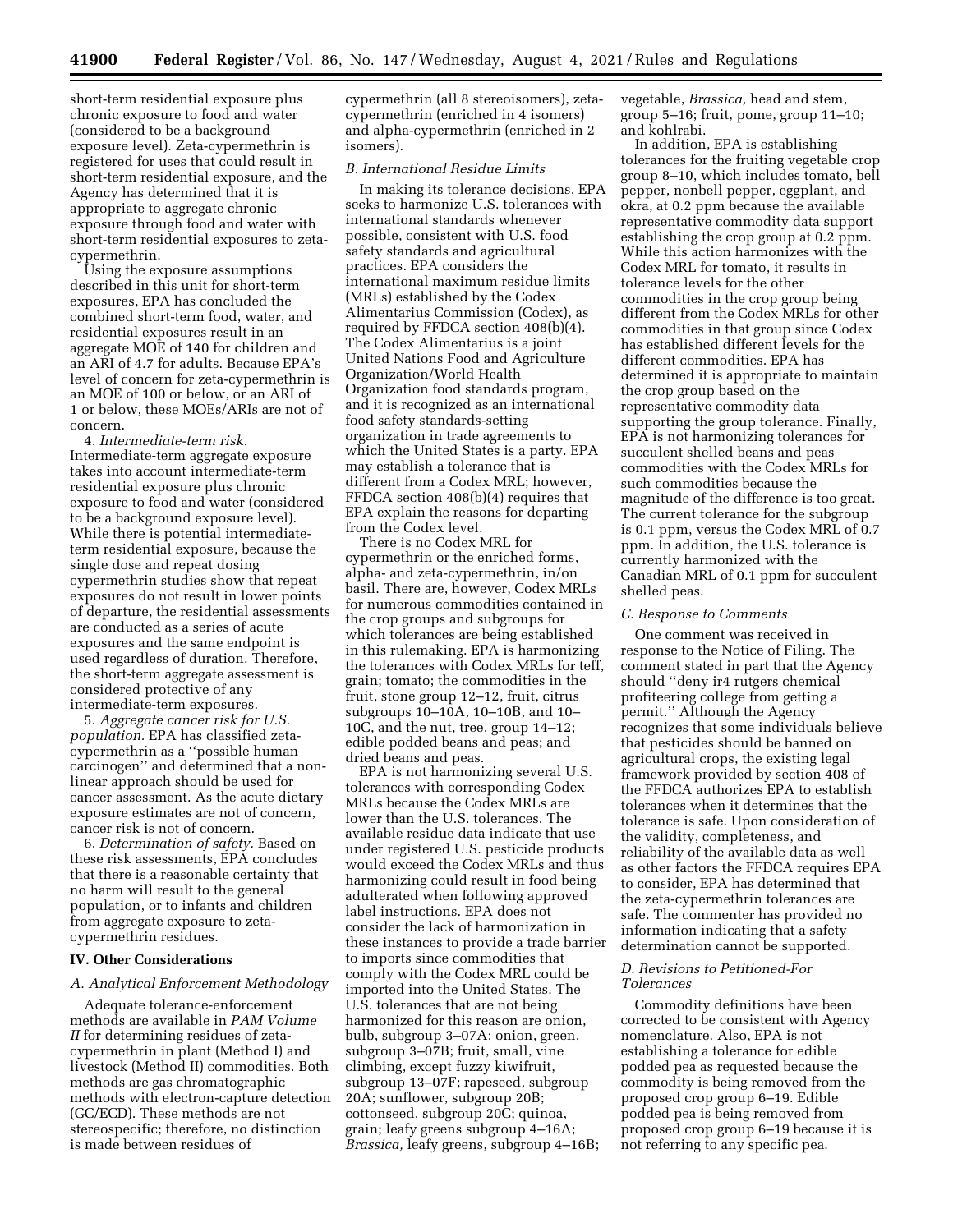short-term residential exposure plus chronic exposure to food and water (considered to be a background exposure level). Zeta-cypermethrin is registered for uses that could result in short-term residential exposure, and the Agency has determined that it is appropriate to aggregate chronic exposure through food and water with short-term residential exposures to zeta-cypermethrin.

Using the exposure assumptions described in this unit for short-term exposures, EPA has concluded the combined short-term food, water, and residential exposures result in an aggregate MOE of 140 for children and an ARI of 4.7 for adults. Because EPA's level of concern for zeta-cypermethrin is an MOE of 100 or below, or an ARI of 1 or below, these MOEs/ARIs are not of concern.

4. *Intermediate-term risk.* Intermediate-term aggregate exposure takes into account intermediate-term residential exposure plus chronic exposure to food and water (considered to be a background exposure level). While there is potential intermediate-term residential exposure, because the single dose and repeat dosing cypermethrin studies show that repeat exposures do not result in lower points of departure, the residential assessments are conducted as a series of acute exposures and the same endpoint is used regardless of duration. Therefore, the short-term aggregate assessment is considered protective of any intermediate-term exposures.

5. *Aggregate cancer risk for U.S. population.* EPA has classified zeta-cypermethrin as a ''possible human carcinogen'' and determined that a non-linear approach should be used for cancer assessment. As the acute dietary exposure estimates are not of concern, cancer risk is not of concern.

6. *Determination of safety.* Based on these risk assessments, EPA concludes that there is a reasonable certainty that no harm will result to the general population, or to infants and children from aggregate exposure to zeta-cypermethrin residues.

## IV. Other Considerations

### *A. Analytical Enforcement Methodology*

Adequate tolerance-enforcement methods are available in *PAM Volume II* for determining residues of zeta-cypermethrin in plant (Method I) and livestock (Method II) commodities. Both methods are gas chromatographic methods with electron-capture detection (GC/ECD). These methods are not stereospecific; therefore, no distinction is made between residues of cypermethrin (all 8 stereoisomers), zeta-cypermethrin (enriched in 4 isomers) and alpha-cypermethrin (enriched in 2 isomers).

### *B. International Residue Limits*

In making its tolerance decisions, EPA seeks to harmonize U.S. tolerances with international standards whenever possible, consistent with U.S. food safety standards and agricultural practices. EPA considers the international maximum residue limits (MRLs) established by the Codex Alimentarius Commission (Codex), as required by FFDCA section 408(b)(4). The Codex Alimentarius is a joint United Nations Food and Agriculture Organization/World Health Organization food standards program, and it is recognized as an international food safety standards-setting organization in trade agreements to which the United States is a party. EPA may establish a tolerance that is different from a Codex MRL; however, FFDCA section 408(b)(4) requires that EPA explain the reasons for departing from the Codex level.

There is no Codex MRL for cypermethrin or the enriched forms, alpha- and zeta-cypermethrin, in/on basil. There are, however, Codex MRLs for numerous commodities contained in the crop groups and subgroups for which tolerances are being established in this rulemaking. EPA is harmonizing the tolerances with Codex MRLs for teff, grain; tomato; the commodities in the fruit, stone group 12–12, fruit, citrus subgroups 10–10A, 10–10B, and 10–10C, and the nut, tree, group 14–12; edible podded beans and peas; and dried beans and peas.

EPA is not harmonizing several U.S. tolerances with corresponding Codex MRLs because the Codex MRLs are lower than the U.S. tolerances. The available residue data indicate that use under registered U.S. pesticide products would exceed the Codex MRLs and thus harmonizing could result in food being adulterated when following approved label instructions. EPA does not consider the lack of harmonization in these instances to provide a trade barrier to imports since commodities that comply with the Codex MRL could be imported into the United States. The U.S. tolerances that are not being harmonized for this reason are onion, bulb, subgroup 3–07A; onion, green, subgroup 3–07B; fruit, small, vine climbing, except fuzzy kiwifruit, subgroup 13–07F; rapeseed, subgroup 20A; sunflower, subgroup 20B; cottonseed, subgroup 20C; quinoa, grain; leafy greens subgroup 4–16A; *Brassica,* leafy greens, subgroup 4–16B; vegetable, *Brassica,* head and stem, group 5–16; fruit, pome, group 11–10; and kohlrabi.

In addition, EPA is establishing tolerances for the fruiting vegetable crop group 8–10, which includes tomato, bell pepper, nonbell pepper, eggplant, and okra, at 0.2 ppm because the available representative commodity data support establishing the crop group at 0.2 ppm. While this action harmonizes with the Codex MRL for tomato, it results in tolerance levels for the other commodities in the crop group being different from the Codex MRLs for other commodities in that group since Codex has established different levels for the different commodities. EPA has determined it is appropriate to maintain the crop group based on the representative commodity data supporting the group tolerance. Finally, EPA is not harmonizing tolerances for succulent shelled beans and peas commodities with the Codex MRLs for such commodities because the magnitude of the difference is too great. The current tolerance for the subgroup is 0.1 ppm, versus the Codex MRL of 0.7 ppm. In addition, the U.S. tolerance is currently harmonized with the Canadian MRL of 0.1 ppm for succulent shelled peas.

### *C. Response to Comments*

One comment was received in response to the Notice of Filing. The comment stated in part that the Agency should ''deny ir4 rutgers chemical profiteering college from getting a permit.'' Although the Agency recognizes that some individuals believe that pesticides should be banned on agricultural crops, the existing legal framework provided by section 408 of the FFDCA authorizes EPA to establish tolerances when it determines that the tolerance is safe. Upon consideration of the validity, completeness, and reliability of the available data as well as other factors the FFDCA requires EPA to consider, EPA has determined that the zeta-cypermethrin tolerances are safe. The commenter has provided no information indicating that a safety determination cannot be supported.

### *D. Revisions to Petitioned-For Tolerances*

Commodity definitions have been corrected to be consistent with Agency nomenclature. Also, EPA is not establishing a tolerance for edible podded pea as requested because the commodity is being removed from the proposed crop group 6–19. Edible podded pea is being removed from proposed crop group 6–19 because it is not referring to any specific pea.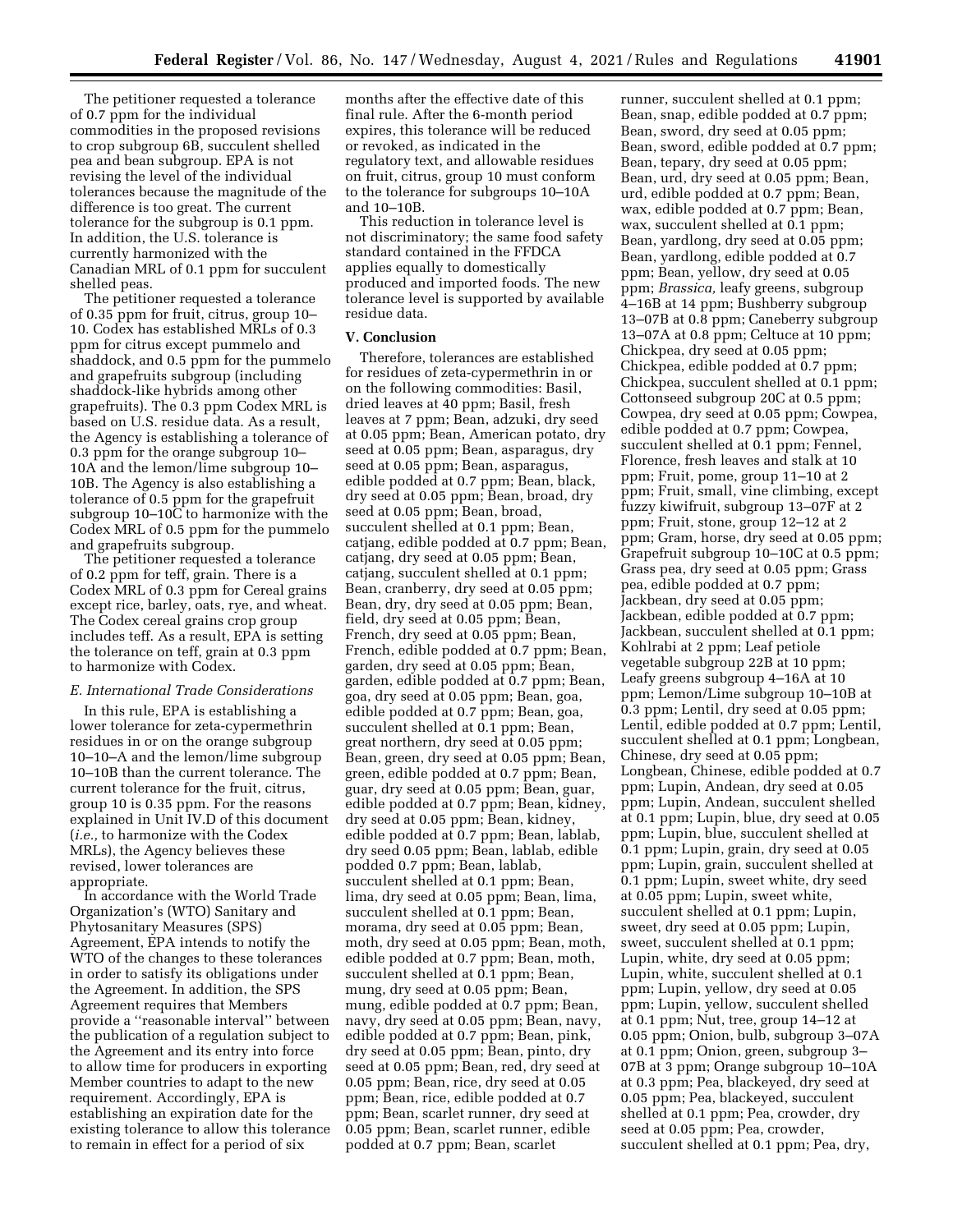The petitioner requested a tolerance of 0.7 ppm for the individual commodities in the proposed revisions to crop subgroup 6B, succulent shelled pea and bean subgroup. EPA is not revising the level of the individual tolerances because the magnitude of the difference is too great. The current tolerance for the subgroup is 0.1 ppm. In addition, the U.S. tolerance is currently harmonized with the Canadian MRL of 0.1 ppm for succulent shelled peas.

The petitioner requested a tolerance of 0.35 ppm for fruit, citrus, group 10–10. Codex has established MRLs of 0.3 ppm for citrus except pummelo and shaddock, and 0.5 ppm for the pummelo and grapefruits subgroup (including shaddock-like hybrids among other grapefruits). The 0.3 ppm Codex MRL is based on U.S. residue data. As a result, the Agency is establishing a tolerance of 0.3 ppm for the orange subgroup 10–10A and the lemon/lime subgroup 10–10B. The Agency is also establishing a tolerance of 0.5 ppm for the grapefruit subgroup 10–10C to harmonize with the Codex MRL of 0.5 ppm for the pummelo and grapefruits subgroup.

The petitioner requested a tolerance of 0.2 ppm for teff, grain. There is a Codex MRL of 0.3 ppm for Cereal grains except rice, barley, oats, rye, and wheat. The Codex cereal grains crop group includes teff. As a result, EPA is setting the tolerance on teff, grain at 0.3 ppm to harmonize with Codex.

### *E. International Trade Considerations*

In this rule, EPA is establishing a lower tolerance for zeta-cypermethrin residues in or on the orange subgroup 10–10–A and the lemon/lime subgroup 10–10B than the current tolerance. The current tolerance for the fruit, citrus, group 10 is 0.35 ppm. For the reasons explained in Unit IV.D of this document (*i.e.,* to harmonize with the Codex MRLs), the Agency believes these revised, lower tolerances are appropriate.

In accordance with the World Trade Organization's (WTO) Sanitary and Phytosanitary Measures (SPS) Agreement, EPA intends to notify the WTO of the changes to these tolerances in order to satisfy its obligations under the Agreement. In addition, the SPS Agreement requires that Members provide a "reasonable interval" between the publication of a regulation subject to the Agreement and its entry into force to allow time for producers in exporting Member countries to adapt to the new requirement. Accordingly, EPA is establishing an expiration date for the existing tolerance to allow this tolerance to remain in effect for a period of six months after the effective date of this final rule. After the 6-month period expires, this tolerance will be reduced or revoked, as indicated in the regulatory text, and allowable residues on fruit, citrus, group 10 must conform to the tolerance for subgroups 10–10A and 10–10B.

This reduction in tolerance level is not discriminatory; the same food safety standard contained in the FFDCA applies equally to domestically produced and imported foods. The new tolerance level is supported by available residue data.

## V. Conclusion

Therefore, tolerances are established for residues of zeta-cypermethrin in or on the following commodities: Basil, dried leaves at 40 ppm; Basil, fresh leaves at 7 ppm; Bean, adzuki, dry seed at 0.05 ppm; Bean, American potato, dry seed at 0.05 ppm; Bean, asparagus, dry seed at 0.05 ppm; Bean, asparagus, edible podded at 0.7 ppm; Bean, black, dry seed at 0.05 ppm; Bean, broad, dry seed at 0.05 ppm; Bean, broad, succulent shelled at 0.1 ppm; Bean, catjang, edible podded at 0.7 ppm; Bean, catjang, dry seed at 0.05 ppm; Bean, catjang, succulent shelled at 0.1 ppm; Bean, cranberry, dry seed at 0.05 ppm; Bean, dry, dry seed at 0.05 ppm; Bean, field, dry seed at 0.05 ppm; Bean, French, dry seed at 0.05 ppm; Bean, French, edible podded at 0.7 ppm; Bean, garden, dry seed at 0.05 ppm; Bean, garden, edible podded at 0.7 ppm; Bean, goa, dry seed at 0.05 ppm; Bean, goa, edible podded at 0.7 ppm; Bean, goa, succulent shelled at 0.1 ppm; Bean, great northern, dry seed at 0.05 ppm; Bean, green, dry seed at 0.05 ppm; Bean, green, edible podded at 0.7 ppm; Bean, guar, dry seed at 0.05 ppm; Bean, guar, edible podded at 0.7 ppm; Bean, kidney, dry seed at 0.05 ppm; Bean, kidney, edible podded at 0.7 ppm; Bean, lablab, dry seed 0.05 ppm; Bean, lablab, edible podded 0.7 ppm; Bean, lablab, succulent shelled at 0.1 ppm; Bean, lima, dry seed at 0.05 ppm; Bean, lima, succulent shelled at 0.1 ppm; Bean, morama, dry seed at 0.05 ppm; Bean, moth, dry seed at 0.05 ppm; Bean, moth, edible podded at 0.7 ppm; Bean, moth, succulent shelled at 0.1 ppm; Bean, mung, dry seed at 0.05 ppm; Bean, mung, edible podded at 0.7 ppm; Bean, navy, dry seed at 0.05 ppm; Bean, navy, edible podded at 0.7 ppm; Bean, pink, dry seed at 0.05 ppm; Bean, pinto, dry seed at 0.05 ppm; Bean, red, dry seed at 0.05 ppm; Bean, rice, dry seed at 0.05 ppm; Bean, rice, edible podded at 0.7 ppm; Bean, scarlet runner, dry seed at 0.05 ppm; Bean, scarlet runner, edible podded at 0.7 ppm; Bean, scarlet runner, succulent shelled at 0.1 ppm; Bean, snap, edible podded at 0.7 ppm; Bean, sword, dry seed at 0.05 ppm; Bean, sword, edible podded at 0.7 ppm; Bean, tepary, dry seed at 0.05 ppm; Bean, urd, dry seed at 0.05 ppm; Bean, urd, edible podded at 0.7 ppm; Bean, wax, edible podded at 0.7 ppm; Bean, wax, succulent shelled at 0.1 ppm; Bean, yardlong, dry seed at 0.05 ppm; Bean, yardlong, edible podded at 0.7 ppm; Bean, yellow, dry seed at 0.05 ppm; *Brassica,* leafy greens, subgroup 4–16B at 14 ppm; Bushberry subgroup 13–07B at 0.8 ppm; Caneberry subgroup 13–07A at 0.8 ppm; Celtuce at 10 ppm; Chickpea, dry seed at 0.05 ppm; Chickpea, edible podded at 0.7 ppm; Chickpea, succulent shelled at 0.1 ppm; Cottonseed subgroup 20C at 0.5 ppm; Cowpea, dry seed at 0.05 ppm; Cowpea, edible podded at 0.7 ppm; Cowpea, succulent shelled at 0.1 ppm; Fennel, Florence, fresh leaves and stalk at 10 ppm; Fruit, pome, group 11–10 at 2 ppm; Fruit, small, vine climbing, except fuzzy kiwifruit, subgroup 13–07F at 2 ppm; Fruit, stone, group 12–12 at 2 ppm; Gram, horse, dry seed at 0.05 ppm; Grapefruit subgroup 10–10C at 0.5 ppm; Grass pea, dry seed at 0.05 ppm; Grass pea, edible podded at 0.7 ppm; Jackbean, dry seed at 0.05 ppm; Jackbean, edible podded at 0.7 ppm; Jackbean, succulent shelled at 0.1 ppm; Kohlrabi at 2 ppm; Leaf petiole vegetable subgroup 22B at 10 ppm; Leafy greens subgroup 4–16A at 10 ppm; Lemon/Lime subgroup 10–10B at 0.3 ppm; Lentil, dry seed at 0.05 ppm; Lentil, edible podded at 0.7 ppm; Lentil, succulent shelled at 0.1 ppm; Longbean, Chinese, dry seed at 0.05 ppm; Longbean, Chinese, edible podded at 0.7 ppm; Lupin, Andean, dry seed at 0.05 ppm; Lupin, Andean, succulent shelled at 0.1 ppm; Lupin, blue, dry seed at 0.05 ppm; Lupin, blue, succulent shelled at 0.1 ppm; Lupin, grain, dry seed at 0.05 ppm; Lupin, grain, succulent shelled at 0.1 ppm; Lupin, sweet white, dry seed at 0.05 ppm; Lupin, sweet white, succulent shelled at 0.1 ppm; Lupin, sweet, dry seed at 0.05 ppm; Lupin, sweet, succulent shelled at 0.1 ppm; Lupin, white, dry seed at 0.05 ppm; Lupin, white, succulent shelled at 0.1 ppm; Lupin, yellow, dry seed at 0.05 ppm; Lupin, yellow, succulent shelled at 0.1 ppm; Nut, tree, group 14–12 at 0.05 ppm; Onion, bulb, subgroup 3–07A at 0.1 ppm; Onion, green, subgroup 3–07B at 3 ppm; Orange subgroup 10–10A at 0.3 ppm; Pea, blackeyed, dry seed at 0.05 ppm; Pea, blackeyed, succulent shelled at 0.1 ppm; Pea, crowder, dry seed at 0.05 ppm; Pea, crowder, succulent shelled at 0.1 ppm; Pea, dry,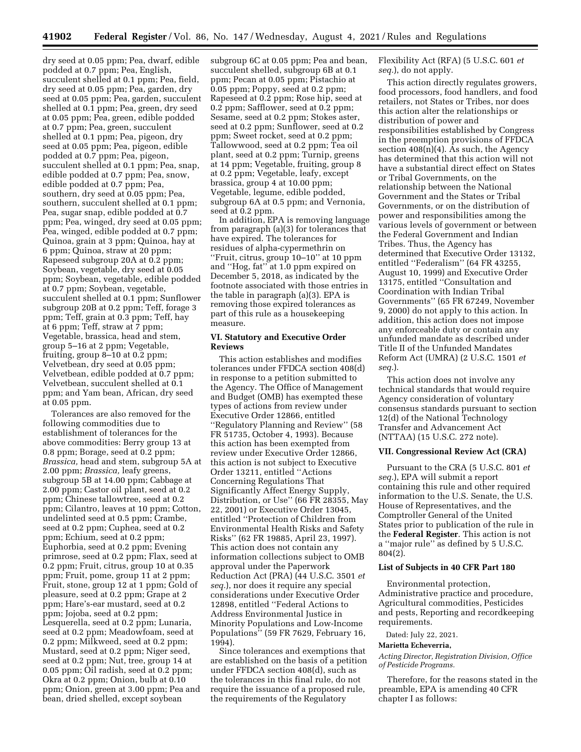dry seed at 0.05 ppm; Pea, dwarf, edible podded at 0.7 ppm; Pea, English, succulent shelled at 0.1 ppm; Pea, field, dry seed at 0.05 ppm; Pea, garden, dry seed at 0.05 ppm; Pea, garden, succulent shelled at 0.1 ppm; Pea, green, dry seed at 0.05 ppm; Pea, green, edible podded at 0.7 ppm; Pea, green, succulent shelled at 0.1 ppm; Pea, pigeon, dry seed at 0.05 ppm; Pea, pigeon, edible podded at 0.7 ppm; Pea, pigeon, succulent shelled at 0.1 ppm; Pea, snap, edible podded at 0.7 ppm; Pea, snow, edible podded at 0.7 ppm; Pea, southern, dry seed at 0.05 ppm; Pea, southern, succulent shelled at 0.1 ppm; Pea, sugar snap, edible podded at 0.7 ppm; Pea, winged, dry seed at 0.05 ppm; Pea, winged, edible podded at 0.7 ppm; Quinoa, grain at 3 ppm; Quinoa, hay at 6 ppm; Quinoa, straw at 20 ppm; Rapeseed subgroup 20A at 0.2 ppm; Soybean, vegetable, dry seed at 0.05 ppm; Soybean, vegetable, edible podded at 0.7 ppm; Soybean, vegetable, succulent shelled at 0.1 ppm; Sunflower subgroup 20B at 0.2 ppm; Teff, forage 3 ppm; Teff, grain at 0.3 ppm; Teff, hay at 6 ppm; Teff, straw at 7 ppm; Vegetable, brassica, head and stem, group 5–16 at 2 ppm; Vegetable, fruiting, group 8–10 at 0.2 ppm; Velvetbean, dry seed at 0.05 ppm; Velvetbean, edible podded at 0.7 ppm; Velvetbean, succulent shelled at 0.1 ppm; and Yam bean, African, dry seed at 0.05 ppm.

Tolerances are also removed for the following commodities due to establishment of tolerances for the above commodities: Berry group 13 at 0.8 ppm; Borage, seed at 0.2 ppm; *Brassica,* head and stem, subgroup 5A at 2.00 ppm; *Brassica,* leafy greens, subgroup 5B at 14.00 ppm; Cabbage at 2.00 ppm; Castor oil plant, seed at 0.2 ppm; Chinese tallowtree, seed at 0.2 ppm; Cilantro, leaves at 10 ppm; Cotton, undelinted seed at 0.5 ppm; Crambe, seed at 0.2 ppm; Cuphea, seed at 0.2 ppm; Echium, seed at 0.2 ppm; Euphorbia, seed at 0.2 ppm; Evening primrose, seed at 0.2 ppm; Flax, seed at 0.2 ppm; Fruit, citrus, group 10 at 0.35 ppm; Fruit, pome, group 11 at 2 ppm; Fruit, stone, group 12 at 1 ppm; Gold of pleasure, seed at 0.2 ppm; Grape at 2 ppm; Hare's-ear mustard, seed at 0.2 ppm; Jojoba, seed at 0.2 ppm; Lesquerella, seed at 0.2 ppm; Lunaria, seed at 0.2 ppm; Meadowfoam, seed at 0.2 ppm; Milkweed, seed at 0.2 ppm; Mustard, seed at 0.2 ppm; Niger seed, seed at 0.2 ppm; Nut, tree, group 14 at 0.05 ppm; Oil radish, seed at 0.2 ppm; Okra at 0.2 ppm; Onion, bulb at 0.10 ppm; Onion, green at 3.00 ppm; Pea and bean, dried shelled, except soybean subgroup 6C at 0.05 ppm; Pea and bean, succulent shelled, subgroup 6B at 0.1 ppm; Pecan at 0.05 ppm; Pistachio at 0.05 ppm; Poppy, seed at 0.2 ppm; Rapeseed at 0.2 ppm; Rose hip, seed at 0.2 ppm; Safflower, seed at 0.2 ppm; Sesame, seed at 0.2 ppm; Stokes aster, seed at 0.2 ppm; Sunflower, seed at 0.2 ppm; Sweet rocket, seed at 0.2 ppm; Tallowwood, seed at 0.2 ppm; Tea oil plant, seed at 0.2 ppm; Turnip, greens at 14 ppm; Vegetable, fruiting, group 8 at 0.2 ppm; Vegetable, leafy, except brassica, group 4 at 10.00 ppm; Vegetable, legume, edible podded, subgroup 6A at 0.5 ppm; and Vernonia, seed at 0.2 ppm.

In addition, EPA is removing language from paragraph (a)(3) for tolerances that have expired. The tolerances for residues of alpha-cypermethrin on ''Fruit, citrus, group 10–10'' at 10 ppm and ''Hog, fat'' at 1.0 ppm expired on December 5, 2018, as indicated by the footnote associated with those entries in the table in paragraph (a)(3). EPA is removing those expired tolerances as part of this rule as a housekeeping measure.

## VI. Statutory and Executive Order Reviews

This action establishes and modifies tolerances under FFDCA section 408(d) in response to a petition submitted to the Agency. The Office of Management and Budget (OMB) has exempted these types of actions from review under Executive Order 12866, entitled ''Regulatory Planning and Review'' (58 FR 51735, October 4, 1993). Because this action has been exempted from review under Executive Order 12866, this action is not subject to Executive Order 13211, entitled ''Actions Concerning Regulations That Significantly Affect Energy Supply, Distribution, or Use'' (66 FR 28355, May 22, 2001) or Executive Order 13045, entitled ''Protection of Children from Environmental Health Risks and Safety Risks'' (62 FR 19885, April 23, 1997). This action does not contain any information collections subject to OMB approval under the Paperwork Reduction Act (PRA) (44 U.S.C. 3501 *et seq.*), nor does it require any special considerations under Executive Order 12898, entitled ''Federal Actions to Address Environmental Justice in Minority Populations and Low-Income Populations'' (59 FR 7629, February 16, 1994).

Since tolerances and exemptions that are established on the basis of a petition under FFDCA section 408(d), such as the tolerances in this final rule, do not require the issuance of a proposed rule, the requirements of the Regulatory Flexibility Act (RFA) (5 U.S.C. 601 *et seq.*), do not apply.

This action directly regulates growers, food processors, food handlers, and food retailers, not States or Tribes, nor does this action alter the relationships or distribution of power and responsibilities established by Congress in the preemption provisions of FFDCA section 408(n)(4). As such, the Agency has determined that this action will not have a substantial direct effect on States or Tribal Governments, on the relationship between the National Government and the States or Tribal Governments, or on the distribution of power and responsibilities among the various levels of government or between the Federal Government and Indian Tribes. Thus, the Agency has determined that Executive Order 13132, entitled ''Federalism'' (64 FR 43255, August 10, 1999) and Executive Order 13175, entitled ''Consultation and Coordination with Indian Tribal Governments'' (65 FR 67249, November 9, 2000) do not apply to this action. In addition, this action does not impose any enforceable duty or contain any unfunded mandate as described under Title II of the Unfunded Mandates Reform Act (UMRA) (2 U.S.C. 1501 *et seq.*).

This action does not involve any technical standards that would require Agency consideration of voluntary consensus standards pursuant to section 12(d) of the National Technology Transfer and Advancement Act (NTTAA) (15 U.S.C. 272 note).

## VII. Congressional Review Act (CRA)

Pursuant to the CRA (5 U.S.C. 801 *et seq.*), EPA will submit a report containing this rule and other required information to the U.S. Senate, the U.S. House of Representatives, and the Comptroller General of the United States prior to publication of the rule in the **Federal Register**. This action is not a ''major rule'' as defined by 5 U.S.C. 804(2).

### List of Subjects in 40 CFR Part 180

Environmental protection, Administrative practice and procedure, Agricultural commodities, Pesticides and pests, Reporting and recordkeeping requirements.

Dated: July 22, 2021.

**Marietta Echeverria,**

*Acting Director, Registration Division, Office of Pesticide Programs.*

Therefore, for the reasons stated in the preamble, EPA is amending 40 CFR chapter I as follows: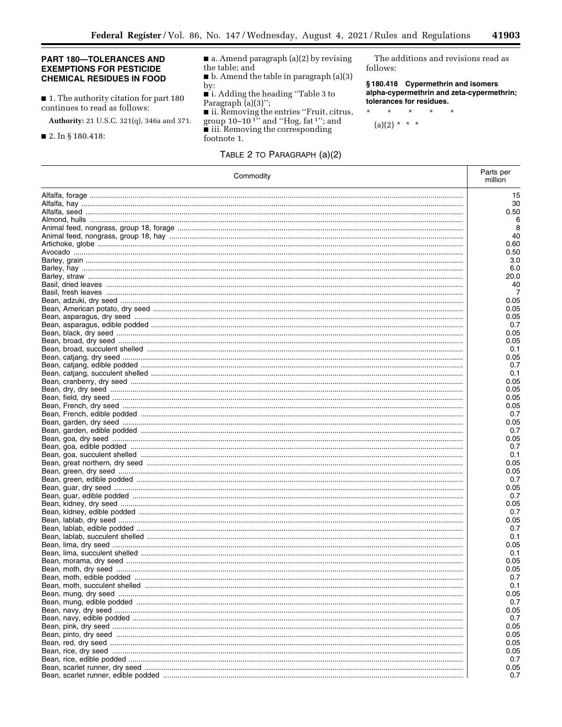## PART 180—TOLERANCES AND EXEMPTIONS FOR PESTICIDE CHEMICAL RESIDUES IN FOOD

■ 1. The authority citation for part 180 continues to read as follows:

**Authority:** 21 U.S.C. 321(q), 346a and 371.

■ 2. In § 180.418:

■ a. Amend paragraph (a)(2) by revising the table; and

■ b. Amend the table in paragraph (a)(3) by:

■ i. Adding the heading "Table 3 to Paragraph (a)(3)";

■ ii. Removing the entries "Fruit, citrus, group 10–10 [1]" and "Hog, fat [1]"; and

■ iii. Removing the corresponding footnote 1.

The additions and revisions read as follows:

**§ 180.418 Cypermethrin and isomers alpha-cypermethrin and zeta-cypermethrin; tolerances for residues.**

\* \* \* \* \*

(a)(2) \* \* \*

TABLE 2 TO PARAGRAPH (a)(2)

| Commodity | Parts per million |
|---|---|
| Alfalfa, forage | 15 |
| Alfalfa, hay | 30 |
| Alfalfa, seed | 0.50 |
| Almond, hulls | 6 |
| Animal feed, nongrass, group 18, forage | 8 |
| Animal feed, nongrass, group 18, hay | 40 |
| Artichoke, globe | 0.60 |
| Avocado | 0.50 |
| Barley, grain | 3.0 |
| Barley, hay | 6.0 |
| Barley, straw | 20.0 |
| Basil, dried leaves | 40 |
| Basil, fresh leaves | 7 |
| Bean, adzuki, dry seed | 0.05 |
| Bean, American potato, dry seed | 0.05 |
| Bean, asparagus, dry seed | 0.05 |
| Bean, asparagus, edible podded | 0.7 |
| Bean, black, dry seed | 0.05 |
| Bean, broad, dry seed | 0.05 |
| Bean, broad, succulent shelled | 0.1 |
| Bean, catjang, dry seed | 0.05 |
| Bean, catjang, edible podded | 0.7 |
| Bean, catjang, succulent shelled | 0.1 |
| Bean, cranberry, dry seed | 0.05 |
| Bean, dry, dry seed | 0.05 |
| Bean, field, dry seed | 0.05 |
| Bean, French, dry seed | 0.05 |
| Bean, French, edible podded | 0.7 |
| Bean, garden, dry seed | 0.05 |
| Bean, garden, edible podded | 0.7 |
| Bean, goa, dry seed | 0.05 |
| Bean, goa, edible podded | 0.7 |
| Bean, goa, succulent shelled | 0.1 |
| Bean, great northern, dry seed | 0.05 |
| Bean, green, dry seed | 0.05 |
| Bean, green, edible podded | 0.7 |
| Bean, guar, dry seed | 0.05 |
| Bean, guar, edible podded | 0.7 |
| Bean, kidney, dry seed | 0.05 |
| Bean, kidney, edible podded | 0.7 |
| Bean, lablab, dry seed | 0.05 |
| Bean, lablab, edible podded | 0.7 |
| Bean, lablab, succulent shelled | 0.1 |
| Bean, lima, dry seed | 0.05 |
| Bean, lima, succulent shelled | 0.1 |
| Bean, morama, dry seed | 0.05 |
| Bean, moth, dry seed | 0.05 |
| Bean, moth, edible podded | 0.7 |
| Bean, moth, succulent shelled | 0.1 |
| Bean, mung, dry seed | 0.05 |
| Bean, mung, edible podded | 0.7 |
| Bean, navy, dry seed | 0.05 |
| Bean, navy, edible podded | 0.7 |
| Bean, pink, dry seed | 0.05 |
| Bean, pinto, dry seed | 0.05 |
| Bean, red, dry seed | 0.05 |
| Bean, rice, dry seed | 0.05 |
| Bean, rice, edible podded | 0.7 |
| Bean, scarlet runner, dry seed | 0.05 |
| Bean, scarlet runner, edible podded | 0.7 |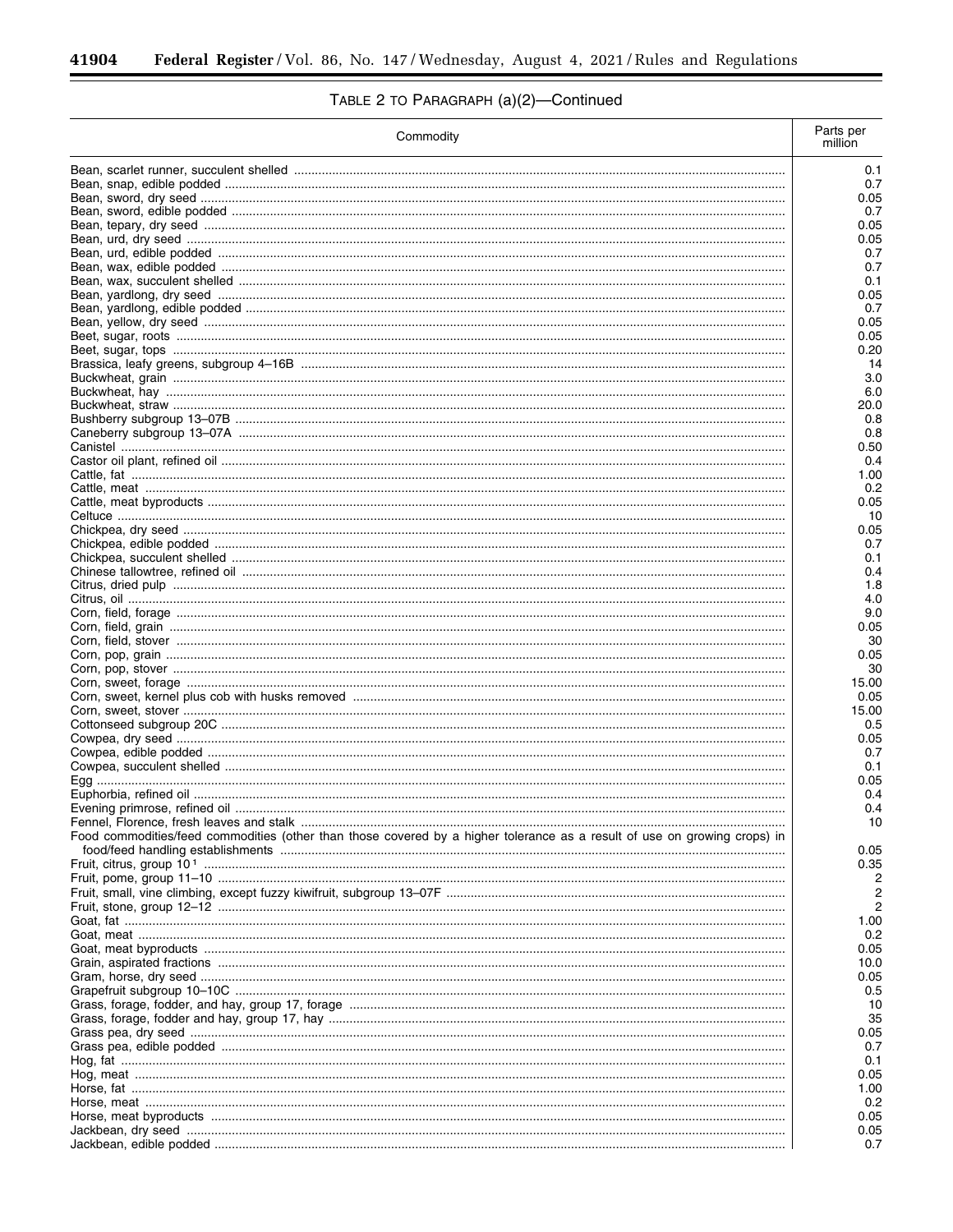TABLE 2 TO PARAGRAPH (a)(2)—Continued

| Commodity | Parts per million |
|---|---|
| Bean, scarlet runner, succulent shelled | 0.1 |
| Bean, snap, edible podded | 0.7 |
| Bean, sword, dry seed | 0.05 |
| Bean, sword, edible podded | 0.7 |
| Bean, tepary, dry seed | 0.05 |
| Bean, urd, dry seed | 0.05 |
| Bean, urd, edible podded | 0.7 |
| Bean, wax, edible podded | 0.7 |
| Bean, wax, succulent shelled | 0.1 |
| Bean, yardlong, dry seed | 0.05 |
| Bean, yardlong, edible podded | 0.7 |
| Bean, yellow, dry seed | 0.05 |
| Beet, sugar, roots | 0.05 |
| Beet, sugar, tops | 0.20 |
| Brassica, leafy greens, subgroup 4–16B | 14 |
| Buckwheat, grain | 3.0 |
| Buckwheat, hay | 6.0 |
| Buckwheat, straw | 20.0 |
| Bushberry subgroup 13–07B | 0.8 |
| Caneberry subgroup 13–07A | 0.8 |
| Canistel | 0.50 |
| Castor oil plant, refined oil | 0.4 |
| Cattle, fat | 1.00 |
| Cattle, meat | 0.2 |
| Cattle, meat byproducts | 0.05 |
| Celtuce | 10 |
| Chickpea, dry seed | 0.05 |
| Chickpea, edible podded | 0.7 |
| Chickpea, succulent shelled | 0.1 |
| Chinese tallowtree, refined oil | 0.4 |
| Citrus, dried pulp | 1.8 |
| Citrus, oil | 4.0 |
| Corn, field, forage | 9.0 |
| Corn, field, grain | 0.05 |
| Corn, field, stover | 30 |
| Corn, pop, grain | 0.05 |
| Corn, pop, stover | 30 |
| Corn, sweet, forage | 15.00 |
| Corn, sweet, kernel plus cob with husks removed | 0.05 |
| Corn, sweet, stover | 15.00 |
| Cottonseed subgroup 20C | 0.5 |
| Cowpea, dry seed | 0.05 |
| Cowpea, edible podded | 0.7 |
| Cowpea, succulent shelled | 0.1 |
| Egg | 0.05 |
| Euphorbia, refined oil | 0.4 |
| Evening primrose, refined oil | 0.4 |
| Fennel, Florence, fresh leaves and stalk | 10 |
| Food commodities/feed commodities (other than those covered by a higher tolerance as a result of use on growing crops) in food/feed handling establishments | 0.05 |
| Fruit, citrus, group 10 [1] | 0.35 |
| Fruit, pome, group 11–10 | 2 |
| Fruit, small, vine climbing, except fuzzy kiwifruit, subgroup 13–07F | 2 |
| Fruit, stone, group 12–12 | 2 |
| Goat, fat | 1.00 |
| Goat, meat | 0.2 |
| Goat, meat byproducts | 0.05 |
| Grain, aspirated fractions | 10.0 |
| Gram, horse, dry seed | 0.05 |
| Grapefruit subgroup 10–10C | 0.5 |
| Grass, forage, fodder, and hay, group 17, forage | 10 |
| Grass, forage, fodder and hay, group 17, hay | 35 |
| Grass pea, dry seed | 0.05 |
| Grass pea, edible podded | 0.7 |
| Hog, fat | 0.1 |
| Hog, meat | 0.05 |
| Horse, fat | 1.00 |
| Horse, meat | 0.2 |
| Horse, meat byproducts | 0.05 |
| Jackbean, dry seed | 0.05 |
| Jackbean, edible podded | 0.7 |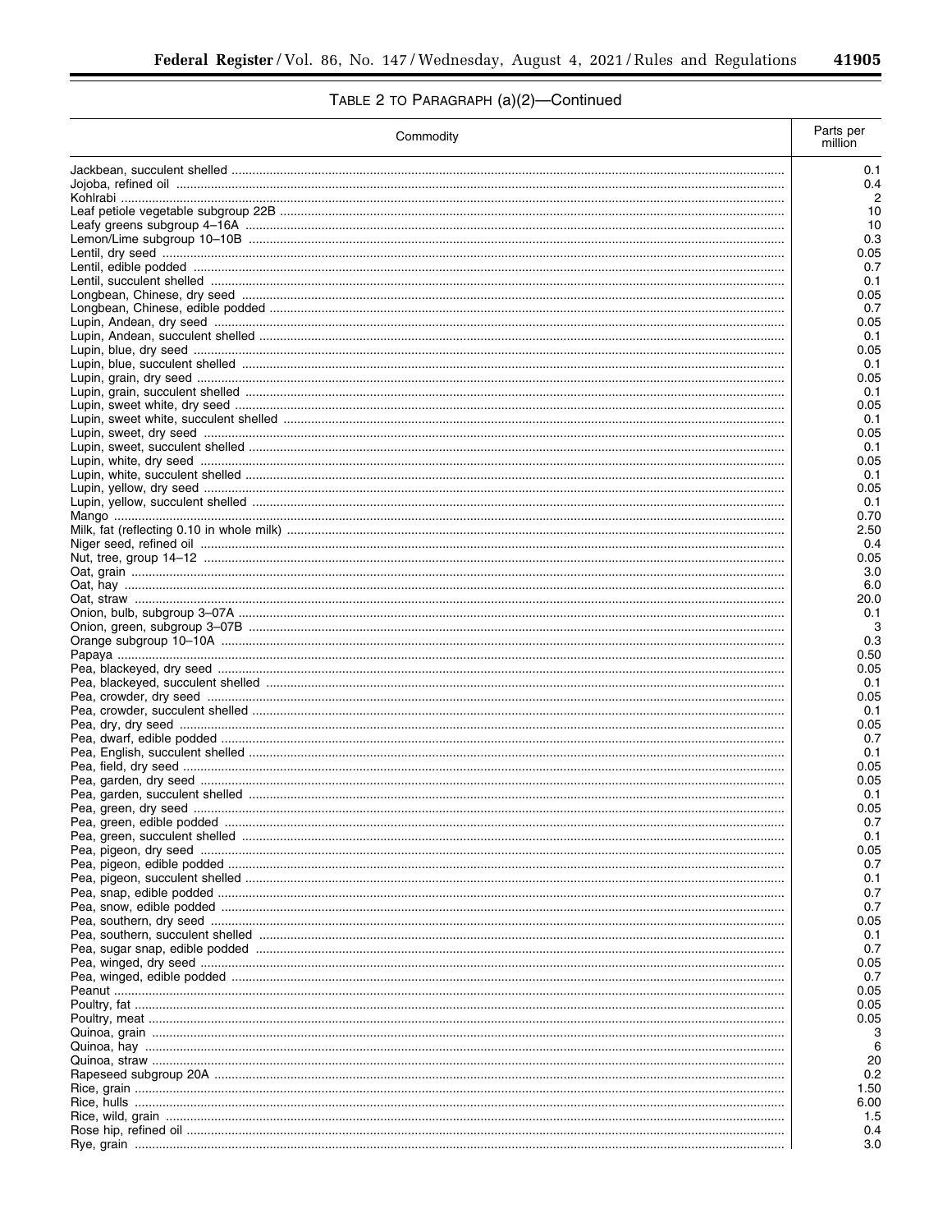TABLE 2 TO PARAGRAPH (a)(2)—Continued

| Commodity | Parts per million |
| --- | --- |
| Jackbean, succulent shelled | 0.1 |
| Jojoba, refined oil | 0.4 |
| Kohlrabi | 2 |
| Leaf petiole vegetable subgroup 22B | 10 |
| Leafy greens subgroup 4–16A | 10 |
| Lemon/Lime subgroup 10–10B | 0.3 |
| Lentil, dry seed | 0.05 |
| Lentil, edible podded | 0.7 |
| Lentil, succulent shelled | 0.1 |
| Longbean, Chinese, dry seed | 0.05 |
| Longbean, Chinese, edible podded | 0.7 |
| Lupin, Andean, dry seed | 0.05 |
| Lupin, Andean, succulent shelled | 0.1 |
| Lupin, blue, dry seed | 0.05 |
| Lupin, blue, succulent shelled | 0.1 |
| Lupin, grain, dry seed | 0.05 |
| Lupin, grain, succulent shelled | 0.1 |
| Lupin, sweet white, dry seed | 0.05 |
| Lupin, sweet white, succulent shelled | 0.1 |
| Lupin, sweet, dry seed | 0.05 |
| Lupin, sweet, succulent shelled | 0.1 |
| Lupin, white, dry seed | 0.05 |
| Lupin, white, succulent shelled | 0.1 |
| Lupin, yellow, dry seed | 0.05 |
| Lupin, yellow, succulent shelled | 0.1 |
| Mango | 0.70 |
| Milk, fat (reflecting 0.10 in whole milk) | 2.50 |
| Niger seed, refined oil | 0.4 |
| Nut, tree, group 14–12 | 0.05 |
| Oat, grain | 3.0 |
| Oat, hay | 6.0 |
| Oat, straw | 20.0 |
| Onion, bulb, subgroup 3–07A | 0.1 |
| Onion, green, subgroup 3–07B | 3 |
| Orange subgroup 10–10A | 0.3 |
| Papaya | 0.50 |
| Pea, blackeyed, dry seed | 0.05 |
| Pea, blackeyed, succulent shelled | 0.1 |
| Pea, crowder, dry seed | 0.05 |
| Pea, crowder, succulent shelled | 0.1 |
| Pea, dry, dry seed | 0.05 |
| Pea, dwarf, edible podded | 0.7 |
| Pea, English, succulent shelled | 0.1 |
| Pea, field, dry seed | 0.05 |
| Pea, garden, dry seed | 0.05 |
| Pea, garden, succulent shelled | 0.1 |
| Pea, green, dry seed | 0.05 |
| Pea, green, edible podded | 0.7 |
| Pea, green, succulent shelled | 0.1 |
| Pea, pigeon, dry seed | 0.05 |
| Pea, pigeon, edible podded | 0.7 |
| Pea, pigeon, succulent shelled | 0.1 |
| Pea, snap, edible podded | 0.7 |
| Pea, snow, edible podded | 0.7 |
| Pea, southern, dry seed | 0.05 |
| Pea, southern, succulent shelled | 0.1 |
| Pea, sugar snap, edible podded | 0.7 |
| Pea, winged, dry seed | 0.05 |
| Pea, winged, edible podded | 0.7 |
| Peanut | 0.05 |
| Poultry, fat | 0.05 |
| Poultry, meat | 0.05 |
| Quinoa, grain | 3 |
| Quinoa, hay | 6 |
| Quinoa, straw | 20 |
| Rapeseed subgroup 20A | 0.2 |
| Rice, grain | 1.50 |
| Rice, hulls | 6.00 |
| Rice, wild, grain | 1.5 |
| Rose hip, refined oil | 0.4 |
| Rye, grain | 3.0 |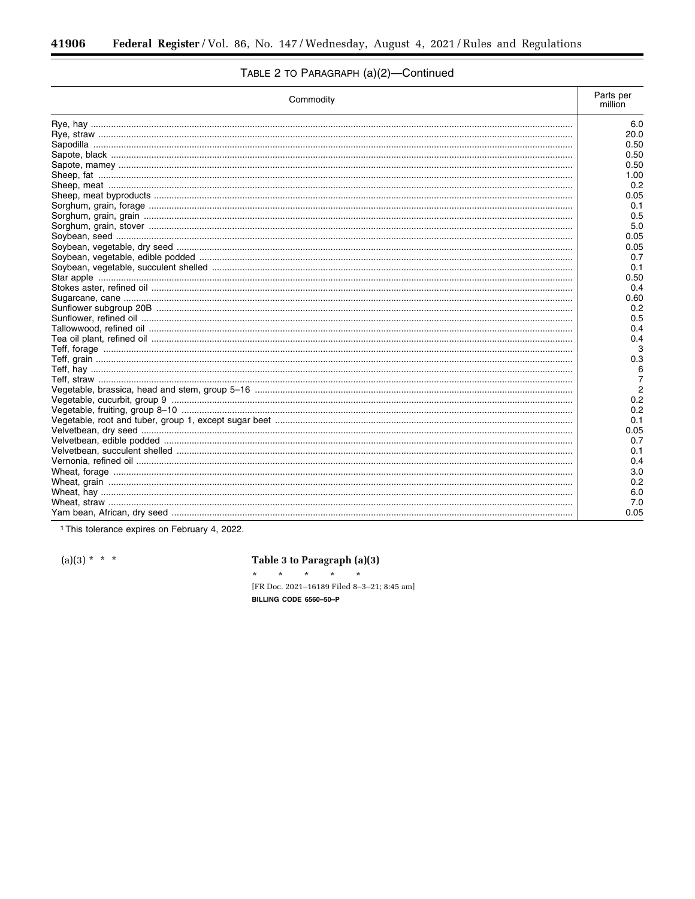### TABLE 2 TO PARAGRAPH (a)(2)—Continued

| Commodity | Parts per million |
|---|---|
| Rye, hay | 6.0 |
| Rye, straw | 20.0 |
| Sapodilla | 0.50 |
| Sapote, black | 0.50 |
| Sapote, mamey | 0.50 |
| Sheep, fat | 1.00 |
| Sheep, meat | 0.2 |
| Sheep, meat byproducts | 0.05 |
| Sorghum, grain, forage | 0.1 |
| Sorghum, grain, grain | 0.5 |
| Sorghum, grain, stover | 5.0 |
| Soybean, seed | 0.05 |
| Soybean, vegetable, dry seed | 0.05 |
| Soybean, vegetable, edible podded | 0.7 |
| Soybean, vegetable, succulent shelled | 0.1 |
| Star apple | 0.50 |
| Stokes aster, refined oil | 0.4 |
| Sugarcane, cane | 0.60 |
| Sunflower subgroup 20B | 0.2 |
| Sunflower, refined oil | 0.5 |
| Tallowwood, refined oil | 0.4 |
| Tea oil plant, refined oil | 0.4 |
| Teff, forage | 3 |
| Teff, grain | 0.3 |
| Teff, hay | 6 |
| Teff, straw | 7 |
| Vegetable, brassica, head and stem, group 5–16 | 2 |
| Vegetable, cucurbit, group 9 | 0.2 |
| Vegetable, fruiting, group 8–10 | 0.2 |
| Vegetable, root and tuber, group 1, except sugar beet | 0.1 |
| Velvetbean, dry seed | 0.05 |
| Velvetbean, edible podded | 0.7 |
| Velvetbean, succulent shelled | 0.1 |
| Vernonia, refined oil | 0.4 |
| Wheat, forage | 3.0 |
| Wheat, grain | 0.2 |
| Wheat, hay | 6.0 |
| Wheat, straw | 7.0 |
| Yam bean, African, dry seed | 0.05 |

[1] This tolerance expires on February 4, 2022.

(a)(3) * * *

**Table 3 to Paragraph (a)(3)**

\* \* \* \* \*

[FR Doc. 2021–16189 Filed 8–3–21; 8:45 am]

**BILLING CODE 6560–50–P**